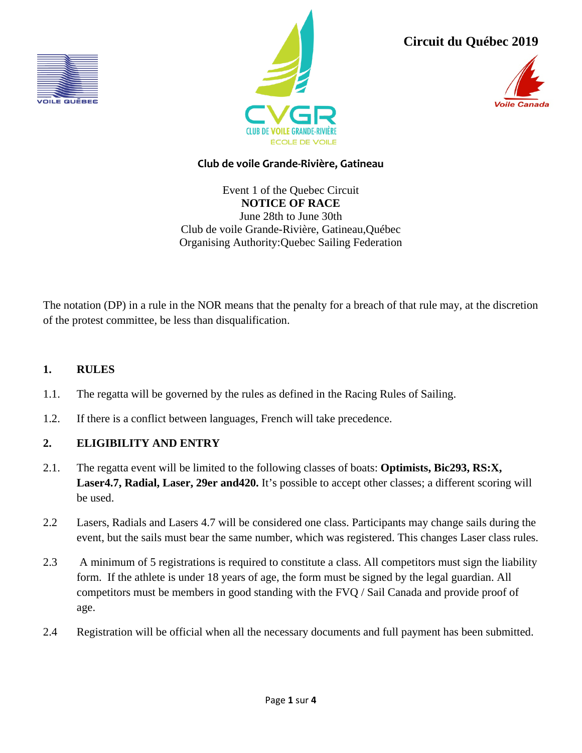Circuit du Québec 2019

**Club de voile Grande-Rivière, Gatineau**

Event 1 of the Quebec Circuit
**NOTICE OF RACE**
June 28th to June 30th
Club de voile Grande-Rivière, Gatineau,Québec
Organising Authority:Quebec Sailing Federation

The notation (DP) in a rule in the NOR means that the penalty for a breach of that rule may, at the discretion of the protest committee, be less than disqualification.

## 1. RULES

1.1. The regatta will be governed by the rules as defined in the Racing Rules of Sailing.

1.2. If there is a conflict between languages, French will take precedence.

## 2. ELIGIBILITY AND ENTRY

2.1. The regatta event will be limited to the following classes of boats: **Optimists, Bic293, RS:X, Laser4.7, Radial, Laser, 29er and420.** It's possible to accept other classes; a different scoring will be used.

2.2 Lasers, Radials and Lasers 4.7 will be considered one class. Participants may change sails during the event, but the sails must bear the same number, which was registered. This changes Laser class rules.

2.3 A minimum of 5 registrations is required to constitute a class. All competitors must sign the liability form. If the athlete is under 18 years of age, the form must be signed by the legal guardian. All competitors must be members in good standing with the FVQ / Sail Canada and provide proof of age.

2.4 Registration will be official when all the necessary documents and full payment has been submitted.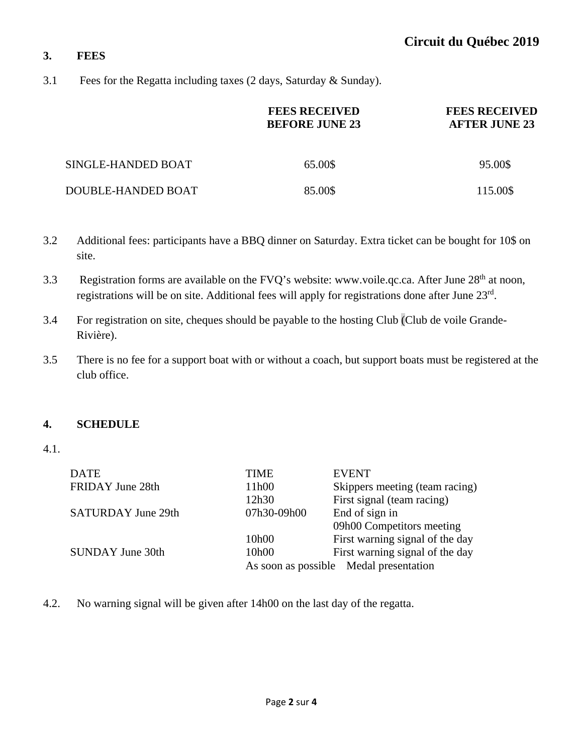### 3. FEES

3.1 Fees for the Regatta including taxes (2 days, Saturday & Sunday).

| | FEES RECEIVED BEFORE JUNE 23 | FEES RECEIVED AFTER JUNE 23 |
|---|---|---|
| SINGLE-HANDED BOAT | 65.00$ | 95.00$ |
| DOUBLE-HANDED BOAT | 85.00$ | 115.00$ |

3.2 Additional fees: participants have a BBQ dinner on Saturday. Extra ticket can be bought for 10$ on site.

3.3 Registration forms are available on the FVQ's website: www.voile.qc.ca. After June 28th at noon, registrations will be on site. Additional fees will apply for registrations done after June 23rd.

3.4 For registration on site, cheques should be payable to the hosting Club (Club de voile Grande-Rivière).

3.5 There is no fee for a support boat with or without a coach, but support boats must be registered at the club office.

### 4. SCHEDULE

4.1.

| DATE | TIME | EVENT |
|---|---|---|
| FRIDAY June 28th | 11h00 | Skippers meeting (team racing) |
| | 12h30 | First signal (team racing) |
| SATURDAY June 29th | 07h30-09h00 | End of sign in |
| | | 09h00 Competitors meeting |
| | 10h00 | First warning signal of the day |
| SUNDAY June 30th | 10h00 | First warning signal of the day |
| | As soon as possible | Medal presentation |

4.2. No warning signal will be given after 14h00 on the last day of the regatta.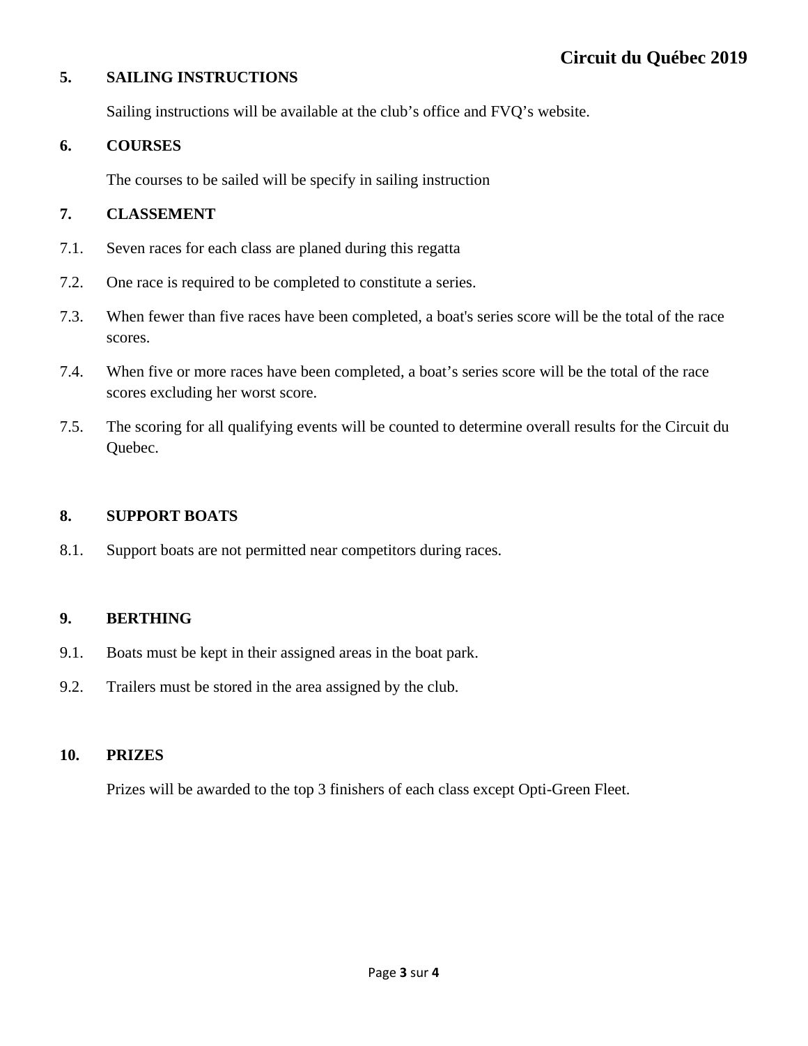## 5. SAILING INSTRUCTIONS

Sailing instructions will be available at the club's office and FVQ's website.

## 6. COURSES

The courses to be sailed will be specify in sailing instruction

## 7. CLASSEMENT

7.1. Seven races for each class are planed during this regatta

7.2. One race is required to be completed to constitute a series.

7.3. When fewer than five races have been completed, a boat's series score will be the total of the race scores.

7.4. When five or more races have been completed, a boat's series score will be the total of the race scores excluding her worst score.

7.5. The scoring for all qualifying events will be counted to determine overall results for the Circuit du Quebec.

## 8. SUPPORT BOATS

8.1. Support boats are not permitted near competitors during races.

## 9. BERTHING

9.1. Boats must be kept in their assigned areas in the boat park.

9.2. Trailers must be stored in the area assigned by the club.

## 10. PRIZES

Prizes will be awarded to the top 3 finishers of each class except Opti-Green Fleet.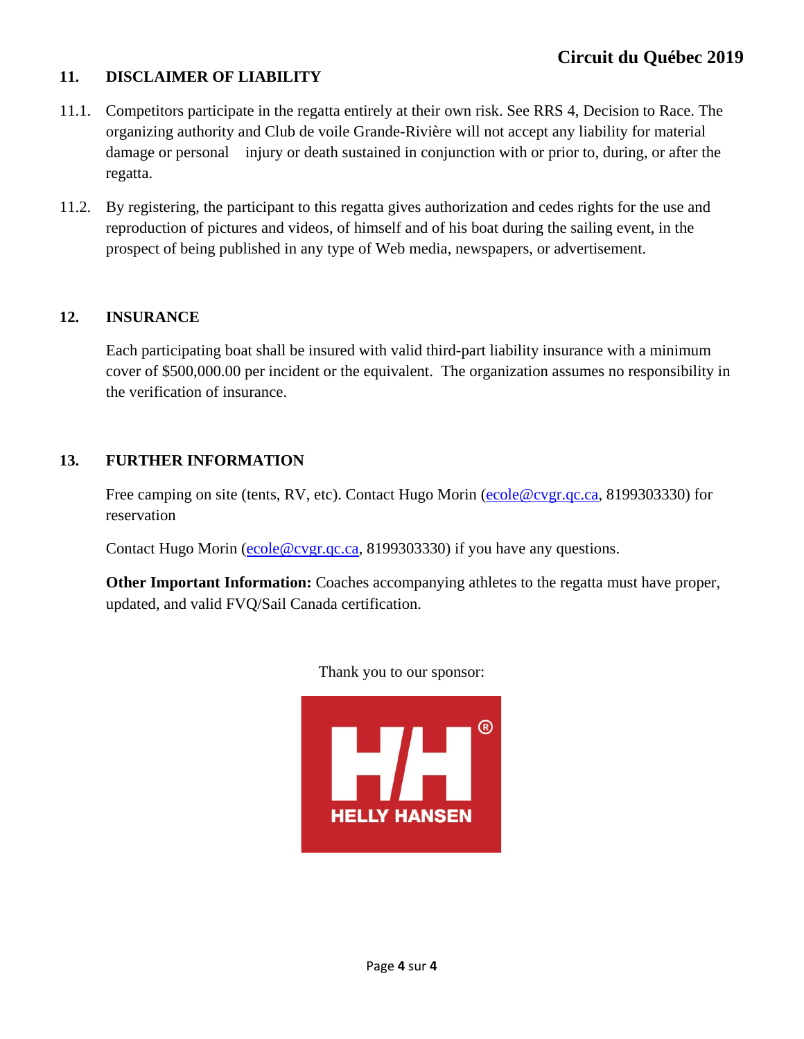## 11. DISCLAIMER OF LIABILITY

11.1. Competitors participate in the regatta entirely at their own risk. See RRS 4, Decision to Race. The organizing authority and Club de voile Grande-Rivière will not accept any liability for material damage or personal injury or death sustained in conjunction with or prior to, during, or after the regatta.

11.2. By registering, the participant to this regatta gives authorization and cedes rights for the use and reproduction of pictures and videos, of himself and of his boat during the sailing event, in the prospect of being published in any type of Web media, newspapers, or advertisement.

## 12. INSURANCE

Each participating boat shall be insured with valid third-part liability insurance with a minimum cover of $500,000.00 per incident or the equivalent. The organization assumes no responsibility in the verification of insurance.

## 13. FURTHER INFORMATION

Free camping on site (tents, RV, etc). Contact Hugo Morin (ecole@cvgr.qc.ca, 8199303330) for reservation

Contact Hugo Morin (ecole@cvgr.qc.ca, 8199303330) if you have any questions.

**Other Important Information:** Coaches accompanying athletes to the regatta must have proper, updated, and valid FVQ/Sail Canada certification.

Thank you to our sponsor:

HELLY HANSEN